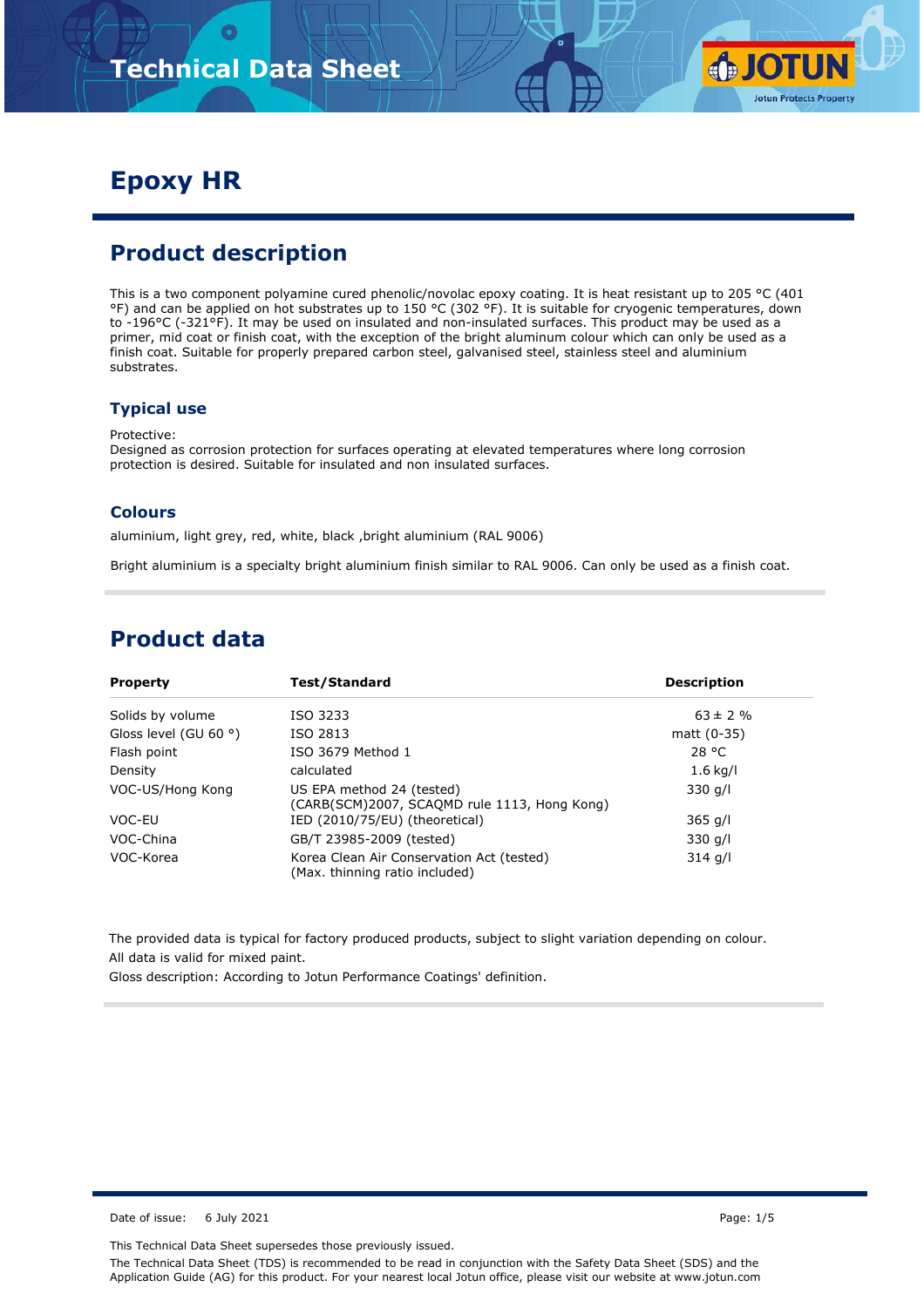# Technical Data Sheet

# Epoxy HR

## Product description

This is a two component polyamine cured phenolic/novolac epoxy coating. It is heat resistant up to 205 °C (401 °F) and can be applied on hot substrates up to 150 °C (302 °F). It is suitable for cryogenic temperatures, down to -196°C (-321°F). It may be used on insulated and non-insulated surfaces. This product may be used as a primer, mid coat or finish coat, with the exception of the bright aluminum colour which can only be used as a finish coat. Suitable for properly prepared carbon steel, galvanised steel, stainless steel and aluminium substrates.

### Typical use

Protective:
Designed as corrosion protection for surfaces operating at elevated temperatures where long corrosion protection is desired. Suitable for insulated and non insulated surfaces.

### Colours

aluminium, light grey, red, white, black ,bright aluminium (RAL 9006)

Bright aluminium is a specialty bright aluminium finish similar to RAL 9006. Can only be used as a finish coat.

## Product data

| Property | Test/Standard | Description |
|---|---|---|
| Solids by volume | ISO 3233 | 63 ± 2 % |
| Gloss level (GU 60 °) | ISO 2813 | matt (0-35) |
| Flash point | ISO 3679 Method 1 | 28 °C |
| Density | calculated | 1.6 kg/l |
| VOC-US/Hong Kong | US EPA method 24 (tested) (CARB(SCM)2007, SCAQMD rule 1113, Hong Kong) | 330 g/l |
| VOC-EU | IED (2010/75/EU) (theoretical) | 365 g/l |
| VOC-China | GB/T 23985-2009 (tested) | 330 g/l |
| VOC-Korea | Korea Clean Air Conservation Act (tested) (Max. thinning ratio included) | 314 g/l |

The provided data is typical for factory produced products, subject to slight variation depending on colour.
All data is valid for mixed paint.
Gloss description: According to Jotun Performance Coatings' definition.

Date of issue: 6 July 2021

This Technical Data Sheet supersedes those previously issued.

The Technical Data Sheet (TDS) is recommended to be read in conjunction with the Safety Data Sheet (SDS) and the Application Guide (AG) for this product. For your nearest local Jotun office, please visit our website at www.jotun.com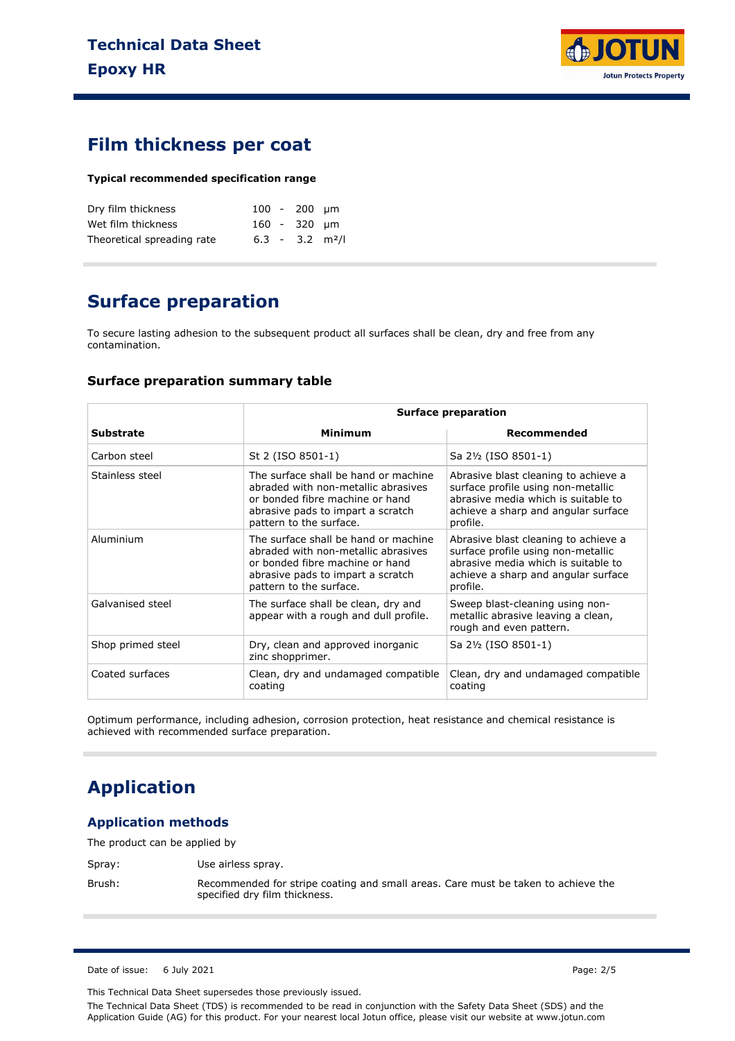## Film thickness per coat

**Typical recommended specification range**

| | | |
|---|---|---|
| Dry film thickness | 100 - 200 | μm |
| Wet film thickness | 160 - 320 | μm |
| Theoretical spreading rate | 6.3 - 3.2 | m²/l |

## Surface preparation

To secure lasting adhesion to the subsequent product all surfaces shall be clean, dry and free from any contamination.

### Surface preparation summary table

| | Surface preparation | |
|---|---|---|
| **Substrate** | **Minimum** | **Recommended** |
| Carbon steel | St 2 (ISO 8501-1) | Sa 2½ (ISO 8501-1) |
| Stainless steel | The surface shall be hand or machine abraded with non-metallic abrasives or bonded fibre machine or hand abrasive pads to impart a scratch pattern to the surface. | Abrasive blast cleaning to achieve a surface profile using non-metallic abrasive media which is suitable to achieve a sharp and angular surface profile. |
| Aluminium | The surface shall be hand or machine abraded with non-metallic abrasives or bonded fibre machine or hand abrasive pads to impart a scratch pattern to the surface. | Abrasive blast cleaning to achieve a surface profile using non-metallic abrasive media which is suitable to achieve a sharp and angular surface profile. |
| Galvanised steel | The surface shall be clean, dry and appear with a rough and dull profile. | Sweep blast-cleaning using non-metallic abrasive leaving a clean, rough and even pattern. |
| Shop primed steel | Dry, clean and approved inorganic zinc shopprimer. | Sa 2½ (ISO 8501-1) |
| Coated surfaces | Clean, dry and undamaged compatible coating | Clean, dry and undamaged compatible coating |

Optimum performance, including adhesion, corrosion protection, heat resistance and chemical resistance is achieved with recommended surface preparation.

## Application

### Application methods

The product can be applied by

Spray: Use airless spray.

Brush: Recommended for stripe coating and small areas. Care must be taken to achieve the specified dry film thickness.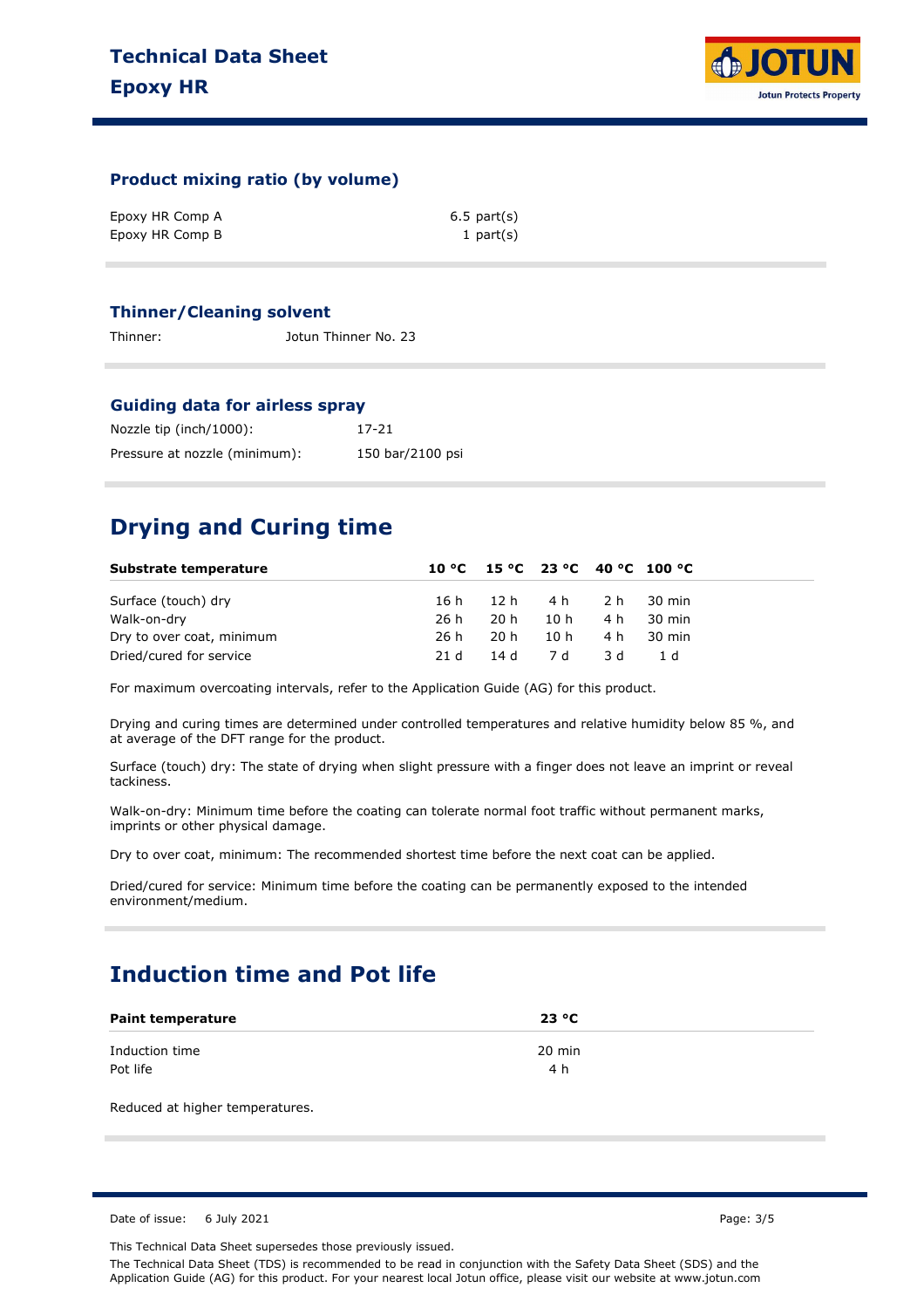### Product mixing ratio (by volume)

| | |
|---|---|
| Epoxy HR Comp A | 6.5 part(s) |
| Epoxy HR Comp B | 1 part(s) |

### Thinner/Cleaning solvent

Thinner: Jotun Thinner No. 23

### Guiding data for airless spray

| | |
|---|---|
| Nozzle tip (inch/1000): | 17-21 |
| Pressure at nozzle (minimum): | 150 bar/2100 psi |

## Drying and Curing time

| Substrate temperature | 10 °C | 15 °C | 23 °C | 40 °C | 100 °C |
|---|---|---|---|---|---|
| Surface (touch) dry | 16 h | 12 h | 4 h | 2 h | 30 min |
| Walk-on-dry | 26 h | 20 h | 10 h | 4 h | 30 min |
| Dry to over coat, minimum | 26 h | 20 h | 10 h | 4 h | 30 min |
| Dried/cured for service | 21 d | 14 d | 7 d | 3 d | 1 d |

For maximum overcoating intervals, refer to the Application Guide (AG) for this product.

Drying and curing times are determined under controlled temperatures and relative humidity below 85 %, and at average of the DFT range for the product.

Surface (touch) dry: The state of drying when slight pressure with a finger does not leave an imprint or reveal tackiness.

Walk-on-dry: Minimum time before the coating can tolerate normal foot traffic without permanent marks, imprints or other physical damage.

Dry to over coat, minimum: The recommended shortest time before the next coat can be applied.

Dried/cured for service: Minimum time before the coating can be permanently exposed to the intended environment/medium.

## Induction time and Pot life

| Paint temperature | 23 °C |
|---|---|
| Induction time | 20 min |
| Pot life | 4 h |

Reduced at higher temperatures.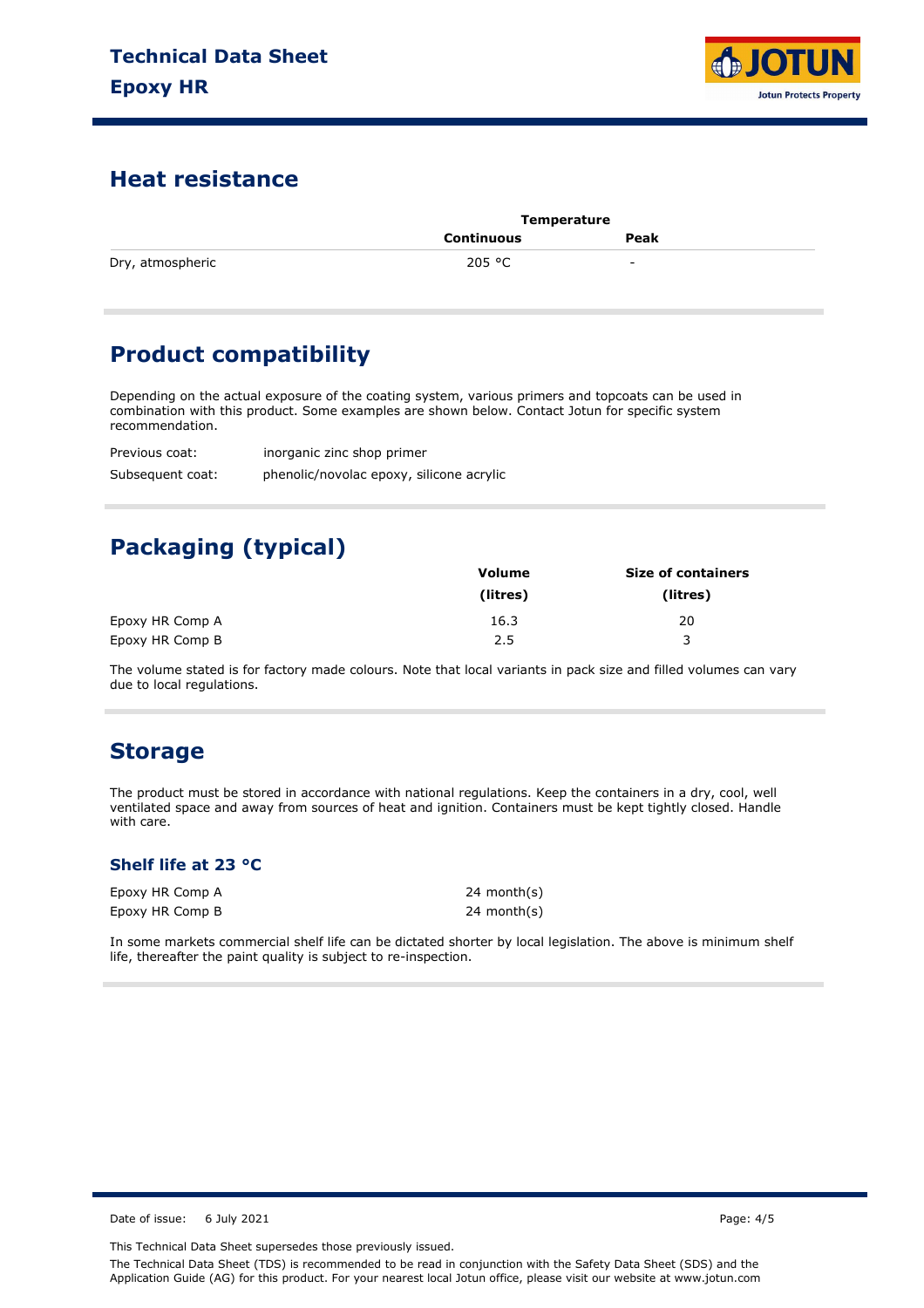## Heat resistance

| | Temperature | |
|---|---|---|
| | Continuous | Peak |
| Dry, atmospheric | 205 °C | - |

## Product compatibility

Depending on the actual exposure of the coating system, various primers and topcoats can be used in combination with this product. Some examples are shown below. Contact Jotun for specific system recommendation.

| | |
|---|---|
| Previous coat: | inorganic zinc shop primer |
| Subsequent coat: | phenolic/novolac epoxy, silicone acrylic |

## Packaging (typical)

| | Volume (litres) | Size of containers (litres) |
|---|---|---|
| Epoxy HR Comp A | 16.3 | 20 |
| Epoxy HR Comp B | 2.5 | 3 |

The volume stated is for factory made colours. Note that local variants in pack size and filled volumes can vary due to local regulations.

## Storage

The product must be stored in accordance with national regulations. Keep the containers in a dry, cool, well ventilated space and away from sources of heat and ignition. Containers must be kept tightly closed. Handle with care.

### Shelf life at 23 °C

| | |
|---|---|
| Epoxy HR Comp A | 24 month(s) |
| Epoxy HR Comp B | 24 month(s) |

In some markets commercial shelf life can be dictated shorter by local legislation. The above is minimum shelf life, thereafter the paint quality is subject to re-inspection.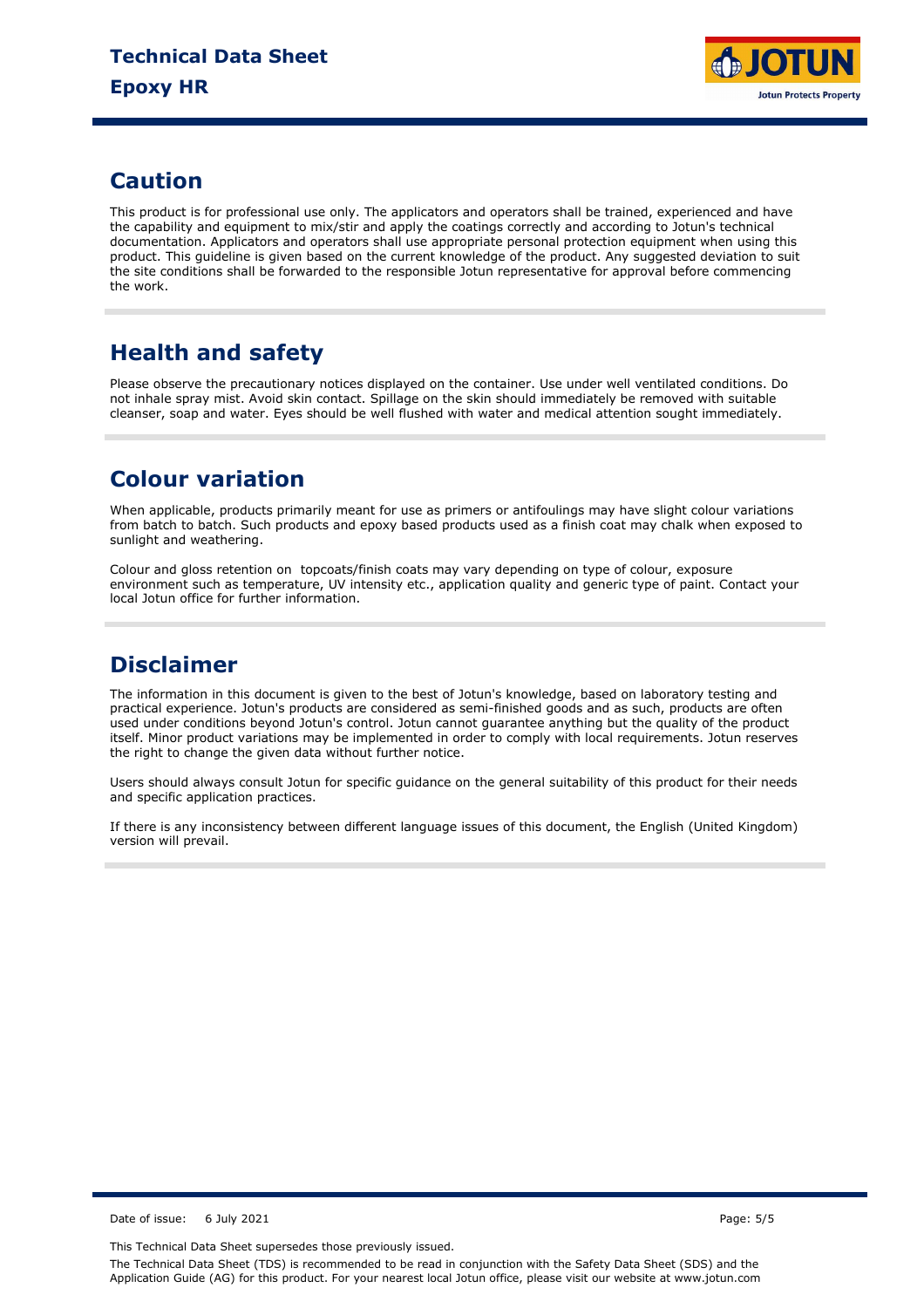## Caution

This product is for professional use only. The applicators and operators shall be trained, experienced and have the capability and equipment to mix/stir and apply the coatings correctly and according to Jotun's technical documentation. Applicators and operators shall use appropriate personal protection equipment when using this product. This guideline is given based on the current knowledge of the product. Any suggested deviation to suit the site conditions shall be forwarded to the responsible Jotun representative for approval before commencing the work.

## Health and safety

Please observe the precautionary notices displayed on the container. Use under well ventilated conditions. Do not inhale spray mist. Avoid skin contact. Spillage on the skin should immediately be removed with suitable cleanser, soap and water. Eyes should be well flushed with water and medical attention sought immediately.

## Colour variation

When applicable, products primarily meant for use as primers or antifoulings may have slight colour variations from batch to batch. Such products and epoxy based products used as a finish coat may chalk when exposed to sunlight and weathering.

Colour and gloss retention on topcoats/finish coats may vary depending on type of colour, exposure environment such as temperature, UV intensity etc., application quality and generic type of paint. Contact your local Jotun office for further information.

## Disclaimer

The information in this document is given to the best of Jotun's knowledge, based on laboratory testing and practical experience. Jotun's products are considered as semi-finished goods and as such, products are often used under conditions beyond Jotun's control. Jotun cannot guarantee anything but the quality of the product itself. Minor product variations may be implemented in order to comply with local requirements. Jotun reserves the right to change the given data without further notice.

Users should always consult Jotun for specific guidance on the general suitability of this product for their needs and specific application practices.

If there is any inconsistency between different language issues of this document, the English (United Kingdom) version will prevail.